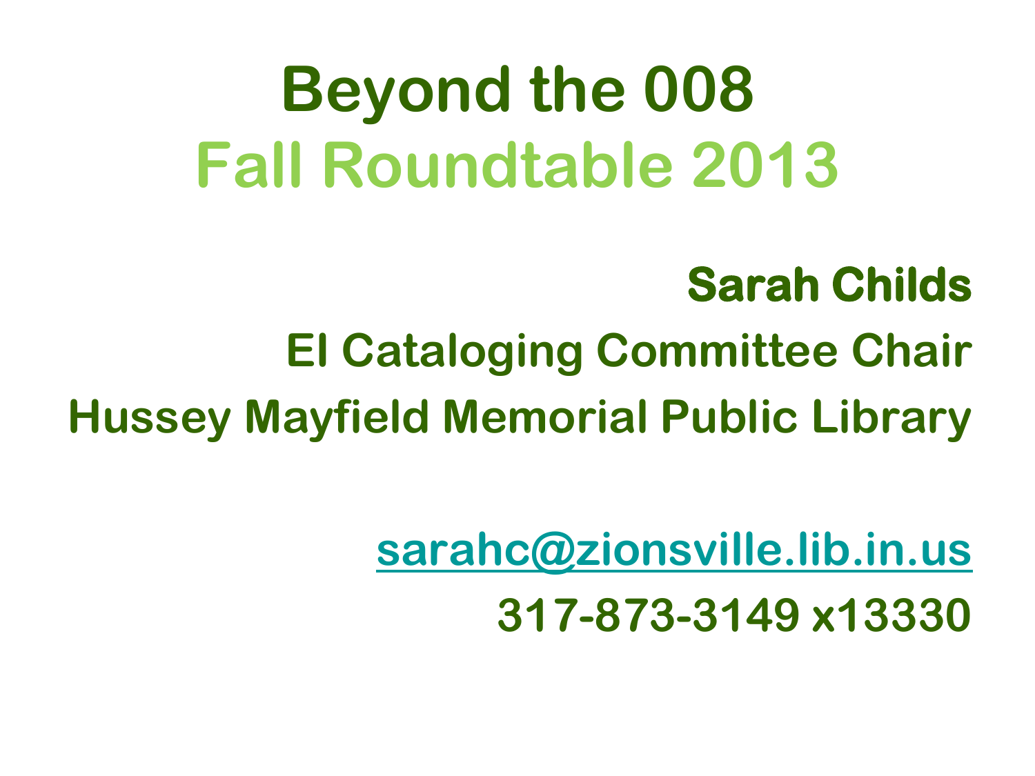# Beyond the 008

## Fall Roundtable 2013

**Sarah Childs**

**EI Cataloging Committee Chair**

**Hussey Mayfield Memorial Public Library**

**sarahc@zionsville.lib.in.us**

**317-873-3149 x13330**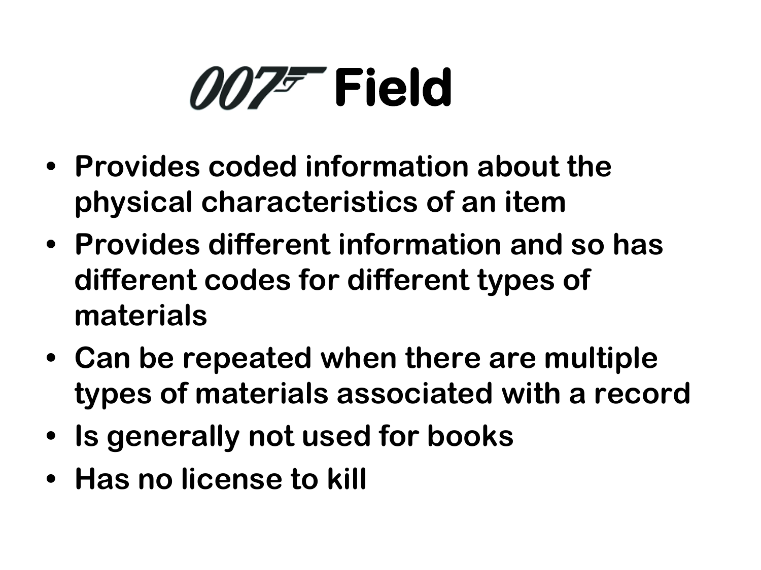# 007 Field

- Provides coded information about the physical characteristics of an item
- Provides different information and so has different codes for different types of materials
- Can be repeated when there are multiple types of materials associated with a record
- Is generally not used for books
- Has no license to kill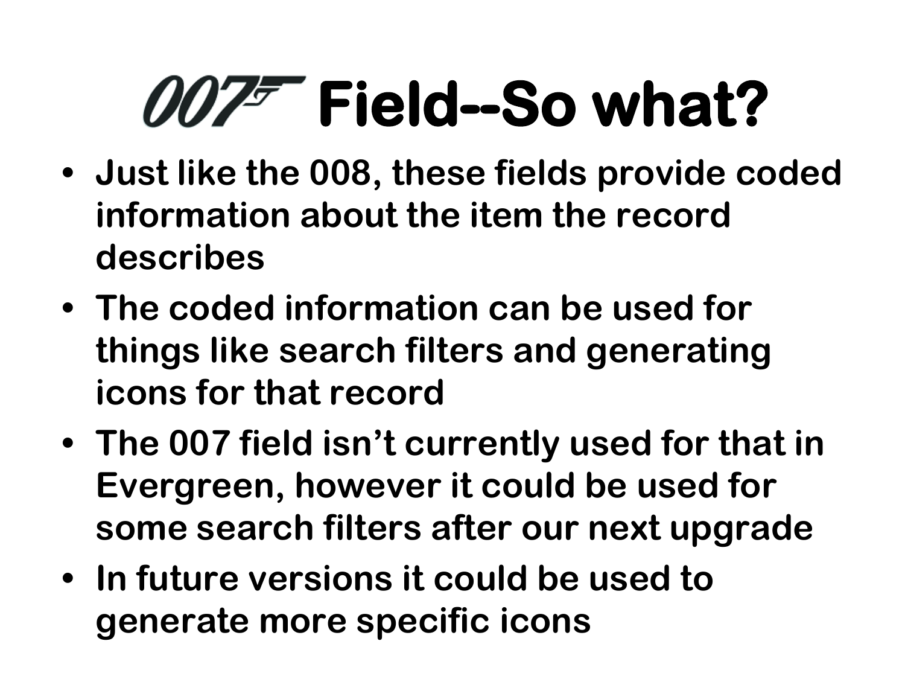# 007 Field--So what?

- Just like the 008, these fields provide coded information about the item the record describes
- The coded information can be used for things like search filters and generating icons for that record
- The 007 field isn't currently used for that in Evergreen, however it could be used for some search filters after our next upgrade
- In future versions it could be used to generate more specific icons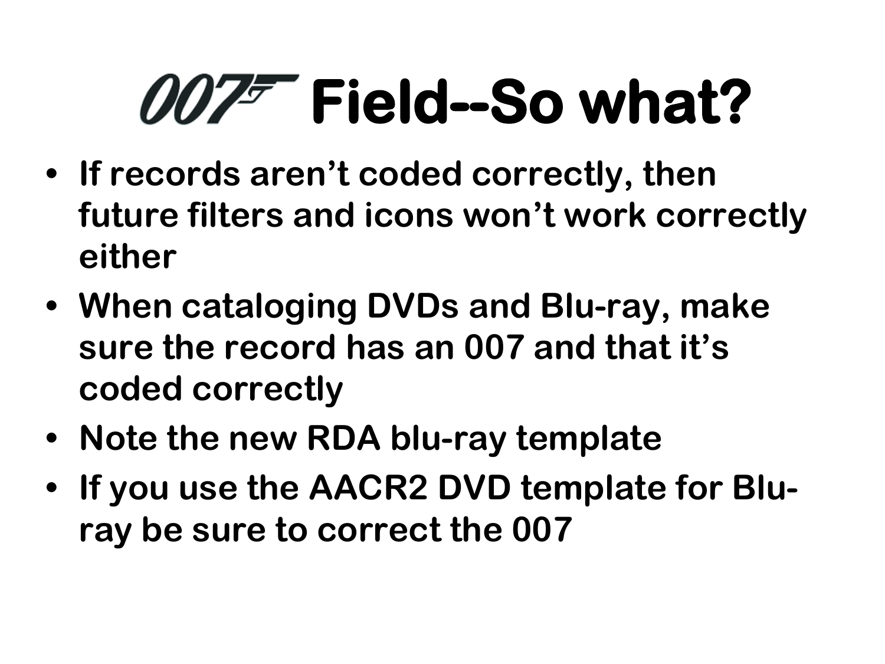# 007 Field--So what?

- If records aren't coded correctly, then future filters and icons won't work correctly either
- When cataloging DVDs and Blu-ray, make sure the record has an 007 and that it's coded correctly
- Note the new RDA blu-ray template
- If you use the AACR2 DVD template for Blu-ray be sure to correct the 007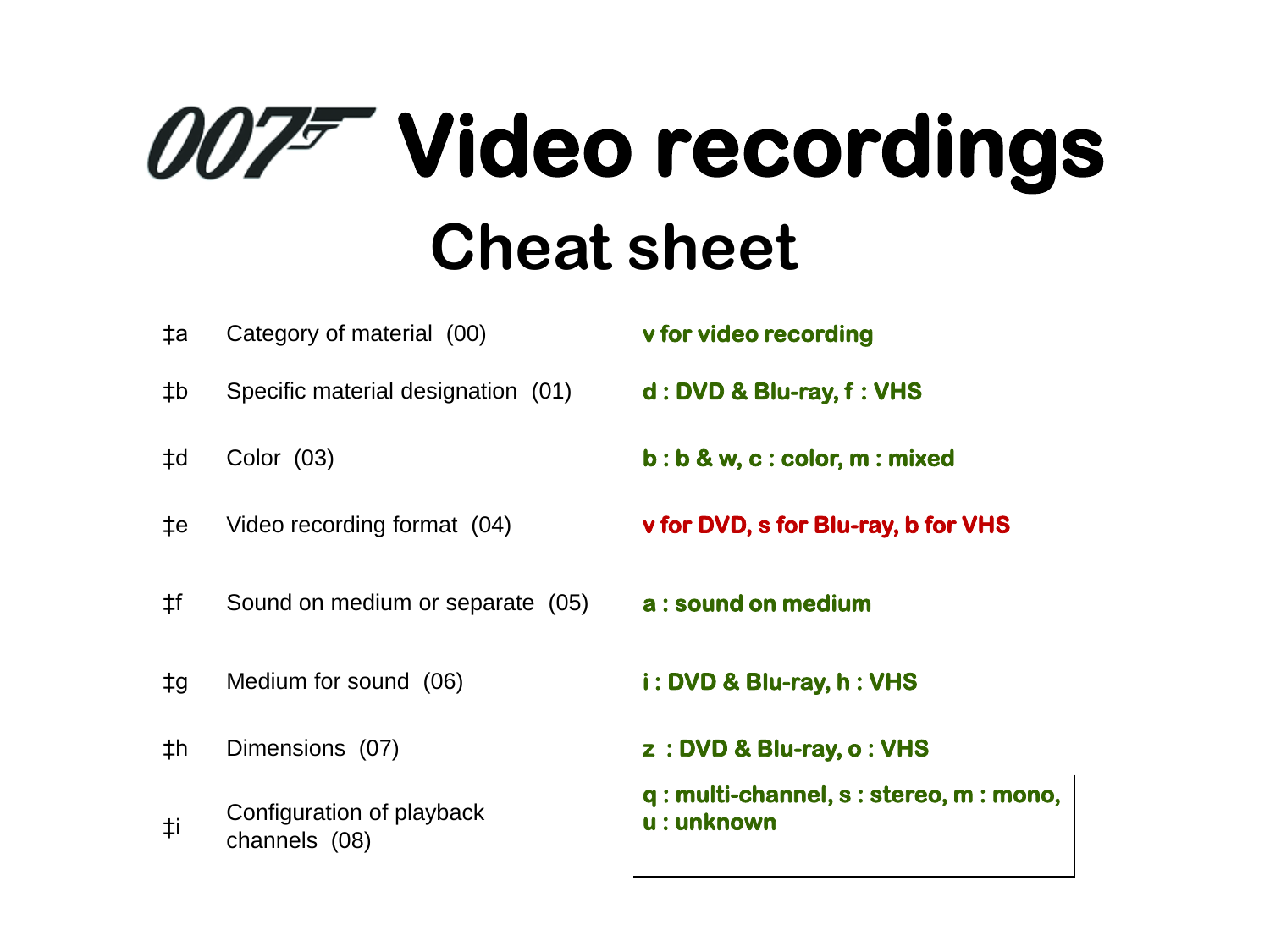# 007 Video recordings

## Cheat sheet

| | | |
|---|---|---|
| ‡a | Category of material (00) | **v for video recording** |
| ‡b | Specific material designation (01) | **d : DVD & Blu-ray, f : VHS** |
| ‡d | Color (03) | **b : b & w, c : color, m : mixed** |
| ‡e | Video recording format (04) | **v for DVD, s for Blu-ray, b for VHS** |
| ‡f | Sound on medium or separate (05) | **a : sound on medium** |
| ‡g | Medium for sound (06) | **i : DVD & Blu-ray, h : VHS** |
| ‡h | Dimensions (07) | **z : DVD & Blu-ray, o : VHS** |
| ‡i | Configuration of playback channels (08) | **q : multi-channel, s : stereo, m : mono, u : unknown** |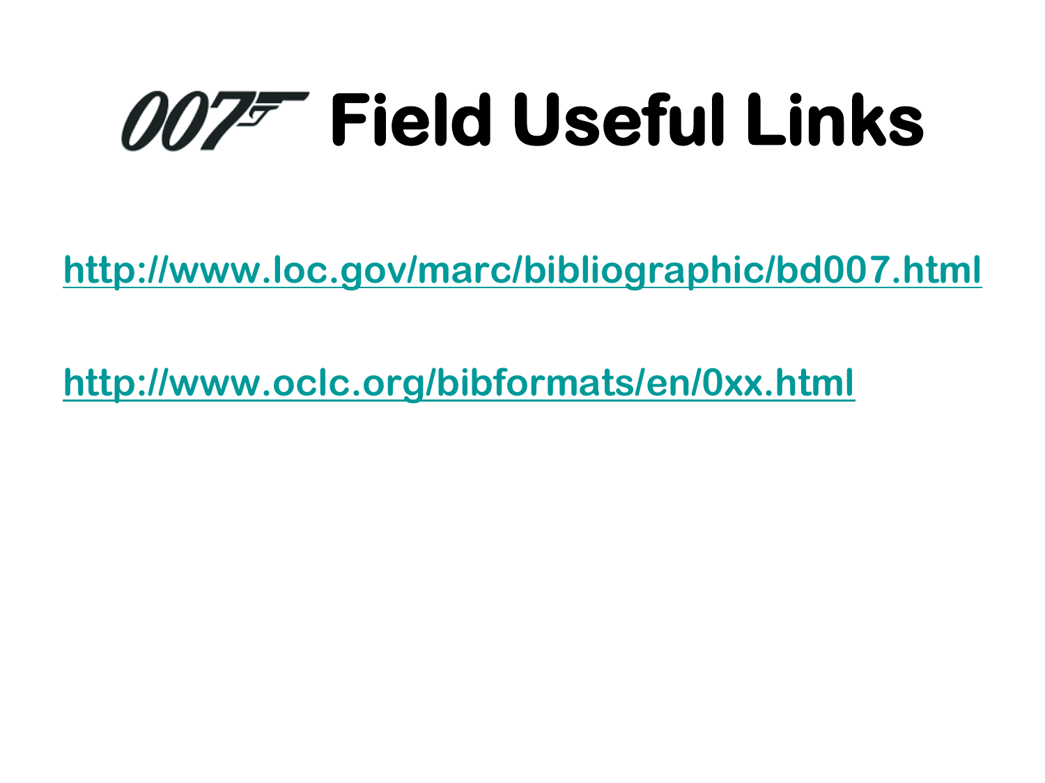# 007 Field Useful Links

http://www.loc.gov/marc/bibliographic/bd007.html

http://www.oclc.org/bibformats/en/0xx.html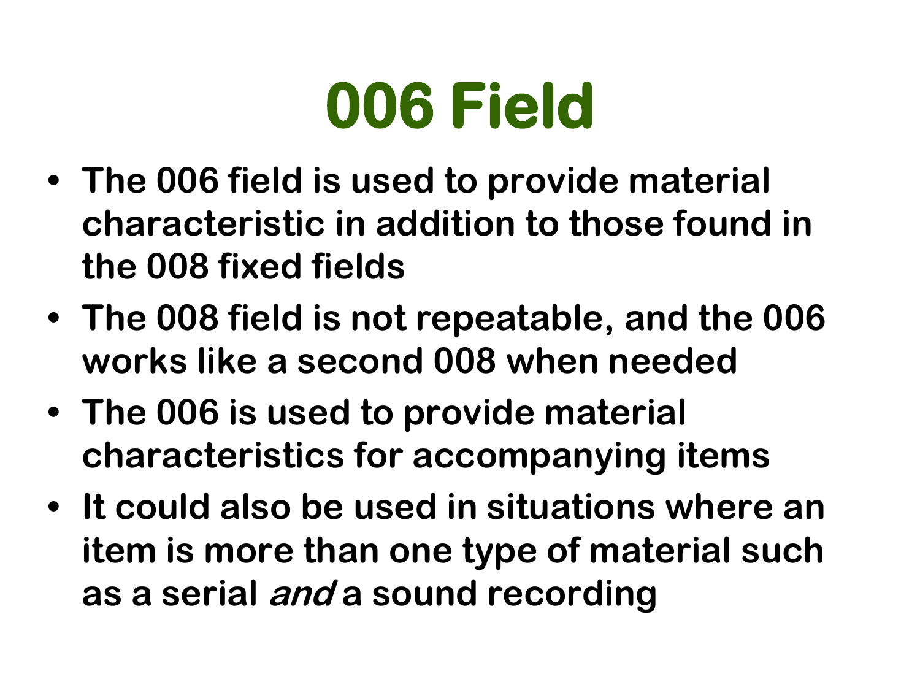# 006 Field

- The 006 field is used to provide material characteristic in addition to those found in the 008 fixed fields
- The 008 field is not repeatable, and the 006 works like a second 008 when needed
- The 006 is used to provide material characteristics for accompanying items
- It could also be used in situations where an item is more than one type of material such as a serial *and* a sound recording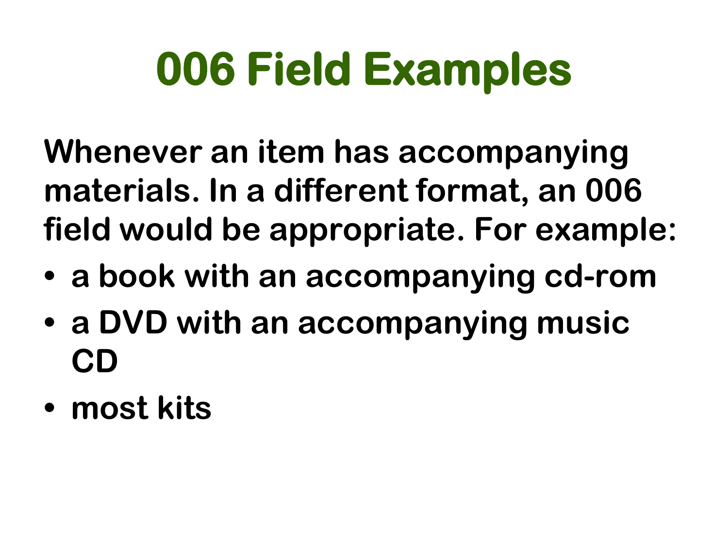# 006 Field Examples

**Whenever an item has accompanying materials. In a different format, an 006 field would be appropriate. For example:**

- **a book with an accompanying cd-rom**
- **a DVD with an accompanying music CD**
- **most kits**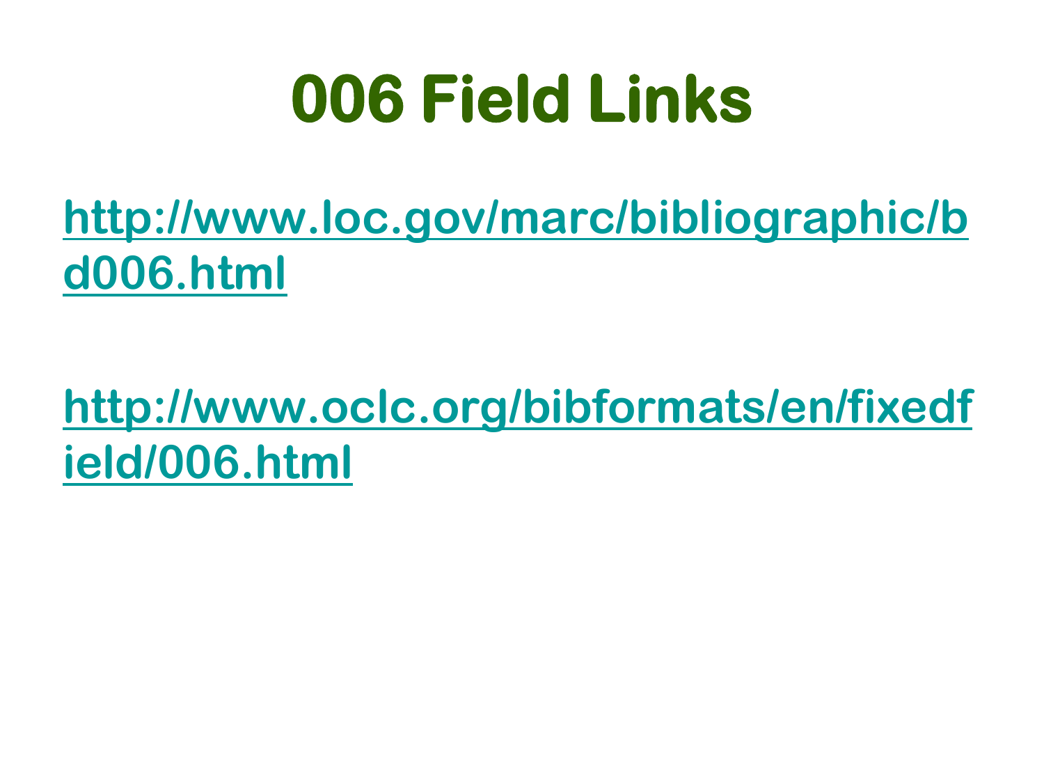# 006 Field Links

http://www.loc.gov/marc/bibliographic/bd006.html

http://www.oclc.org/bibformats/en/fixedfield/006.html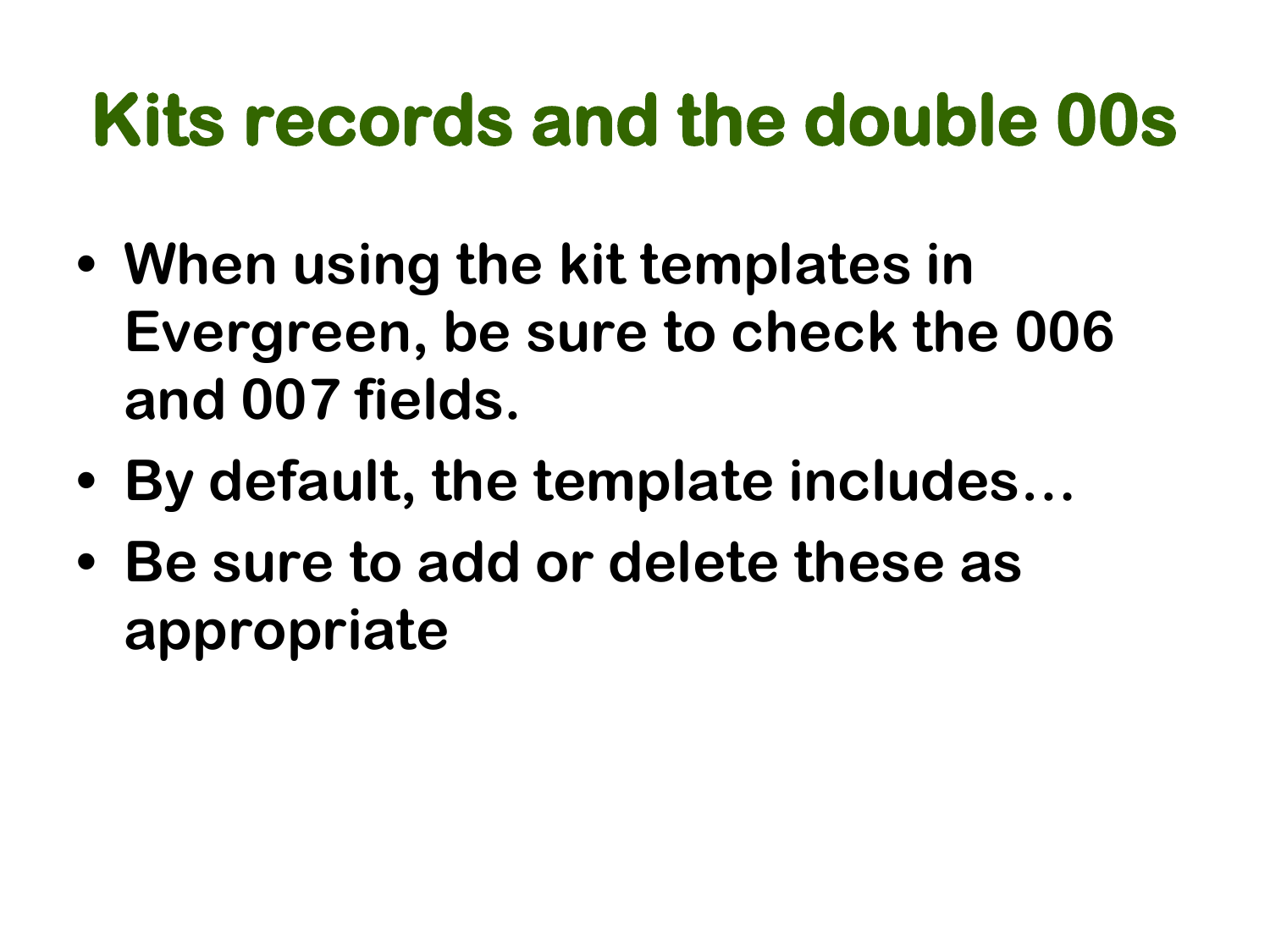# Kits records and the double 00s

- When using the kit templates in Evergreen, be sure to check the 006 and 007 fields.
- By default, the template includes…
- Be sure to add or delete these as appropriate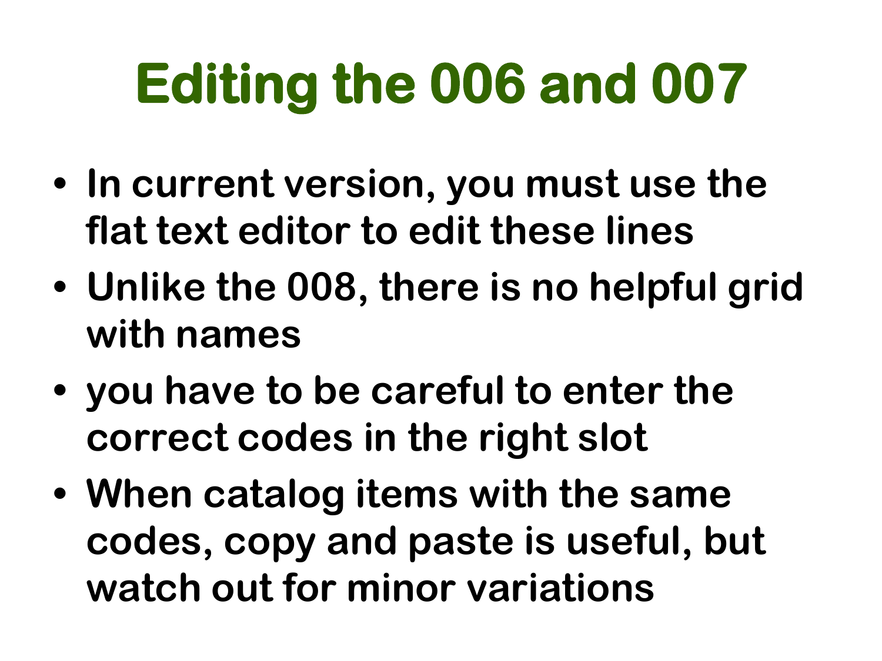# Editing the 006 and 007

- In current version, you must use the flat text editor to edit these lines
- Unlike the 008, there is no helpful grid with names
- you have to be careful to enter the correct codes in the right slot
- When catalog items with the same codes, copy and paste is useful, but watch out for minor variations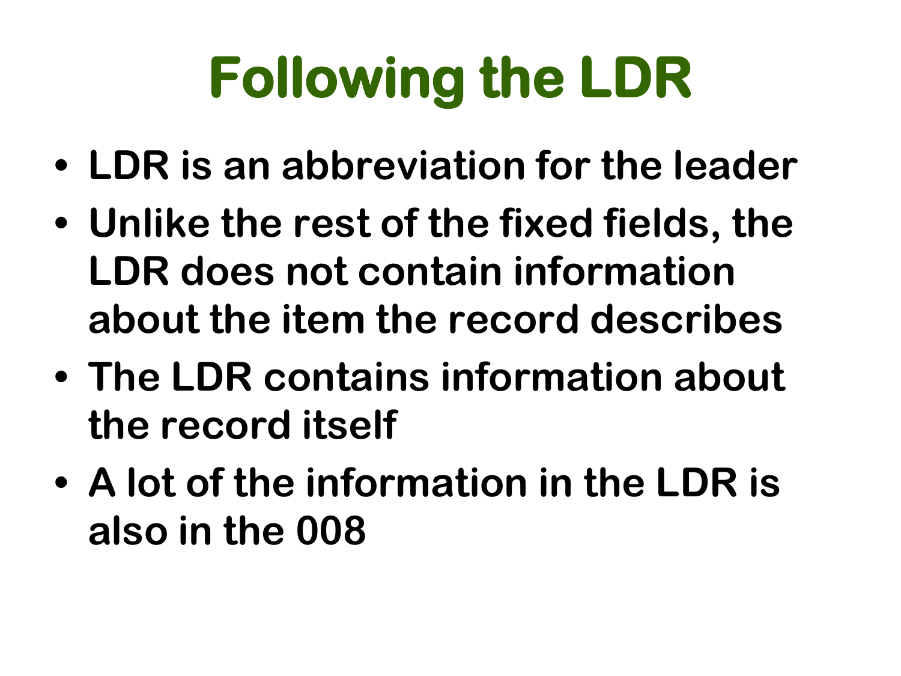# Following the LDR

- LDR is an abbreviation for the leader
- Unlike the rest of the fixed fields, the LDR does not contain information about the item the record describes
- The LDR contains information about the record itself
- A lot of the information in the LDR is also in the 008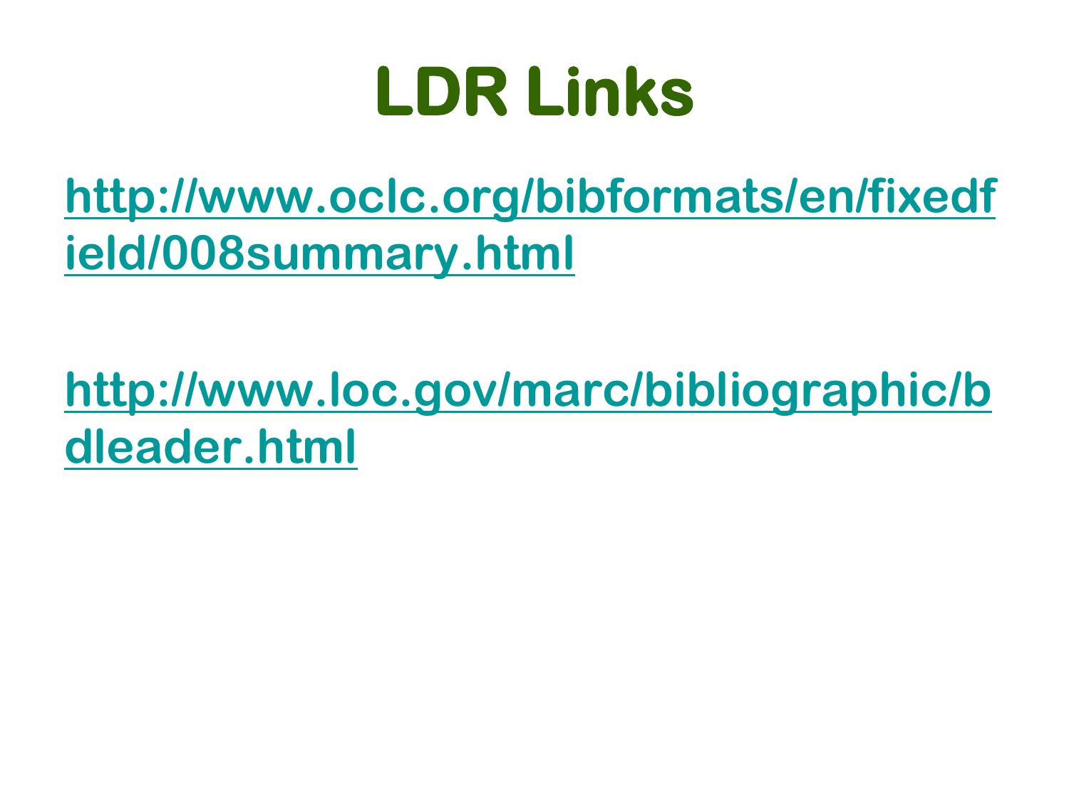# LDR Links

http://www.oclc.org/bibformats/en/fixedfield/008summary.html

http://www.loc.gov/marc/bibliographic/bdleader.html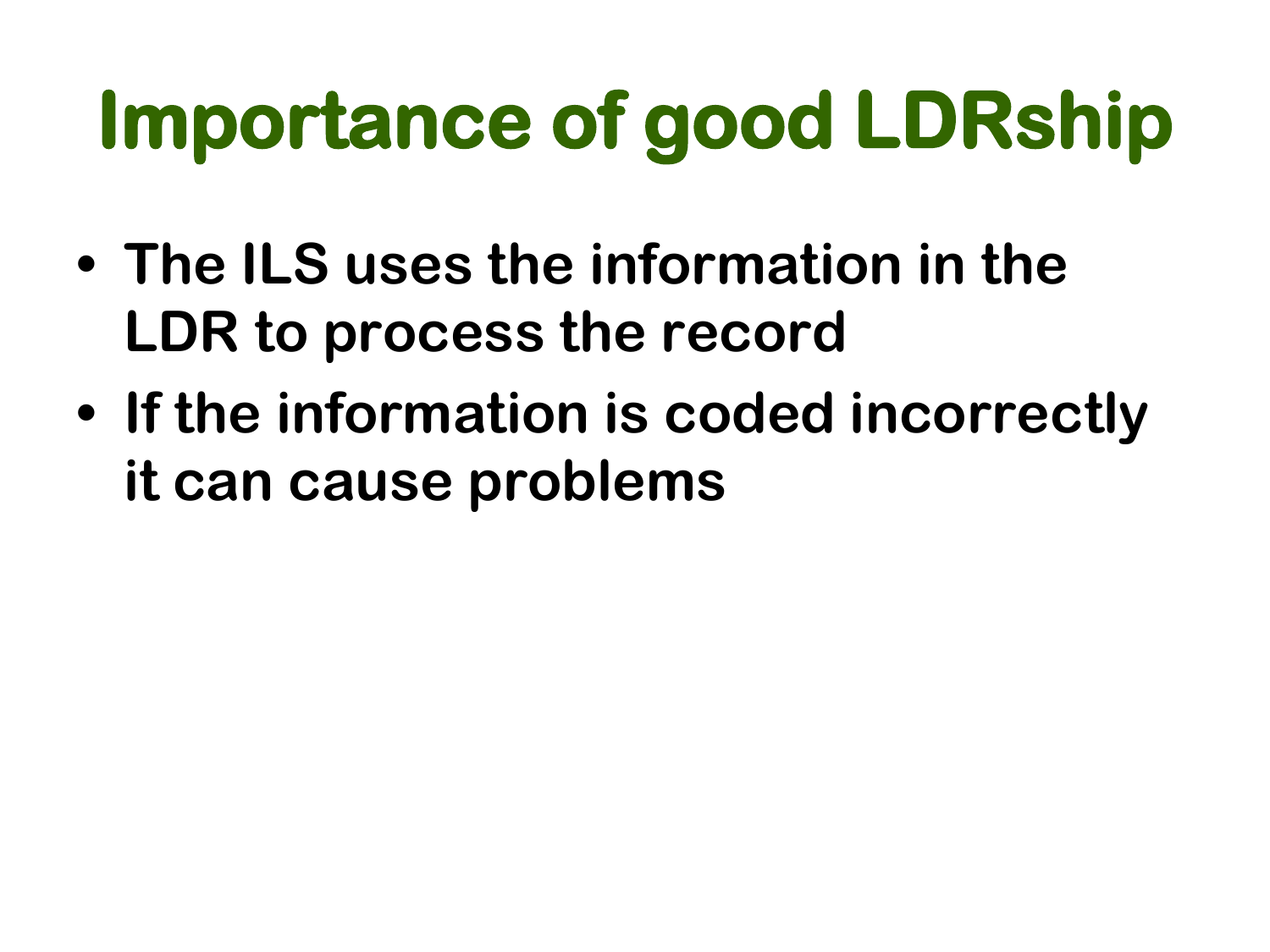# Importance of good LDRship

- The ILS uses the information in the LDR to process the record
- If the information is coded incorrectly it can cause problems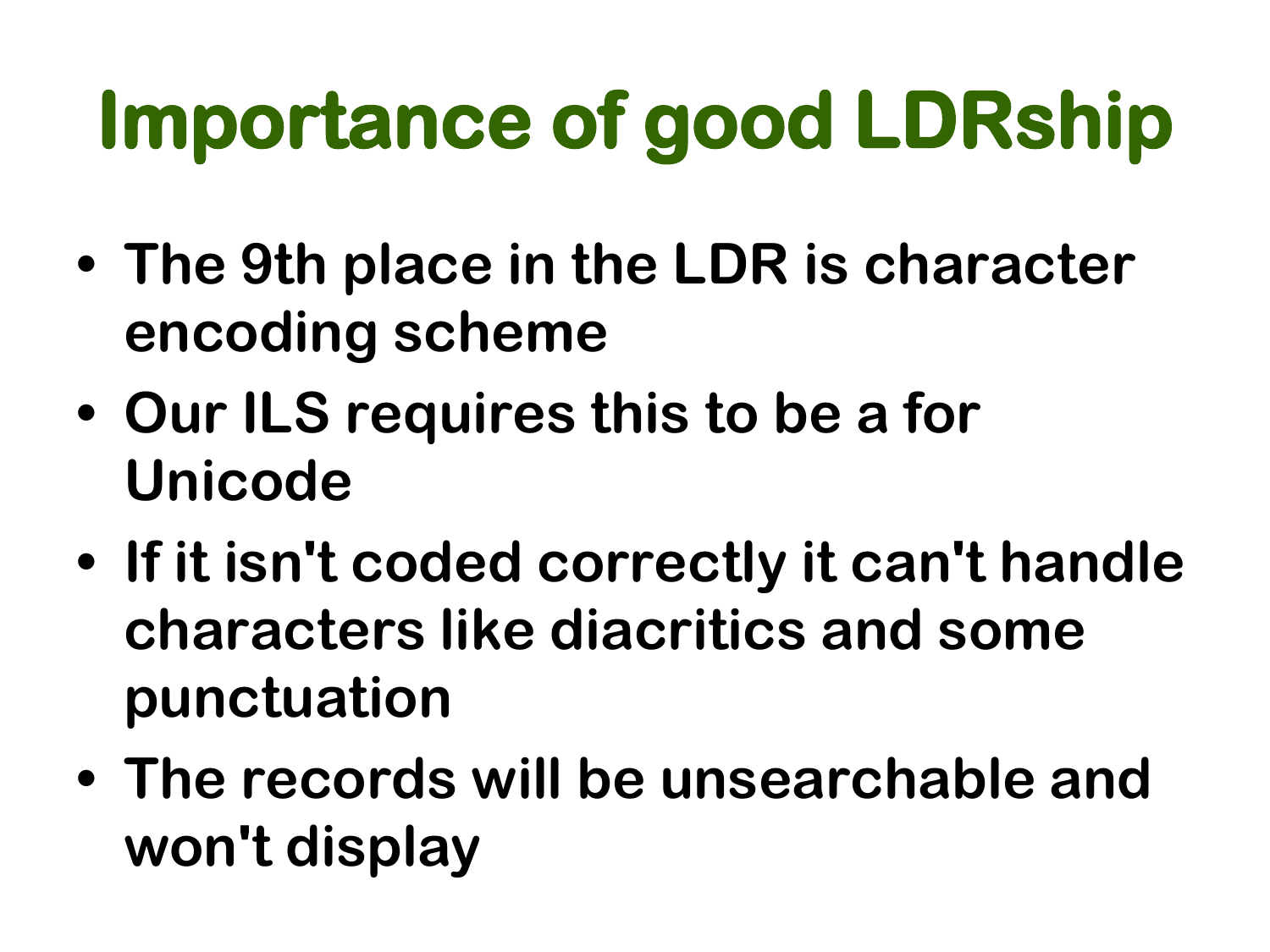# Importance of good LDRship

- The 9th place in the LDR is character encoding scheme
- Our ILS requires this to be a for Unicode
- If it isn't coded correctly it can't handle characters like diacritics and some punctuation
- The records will be unsearchable and won't display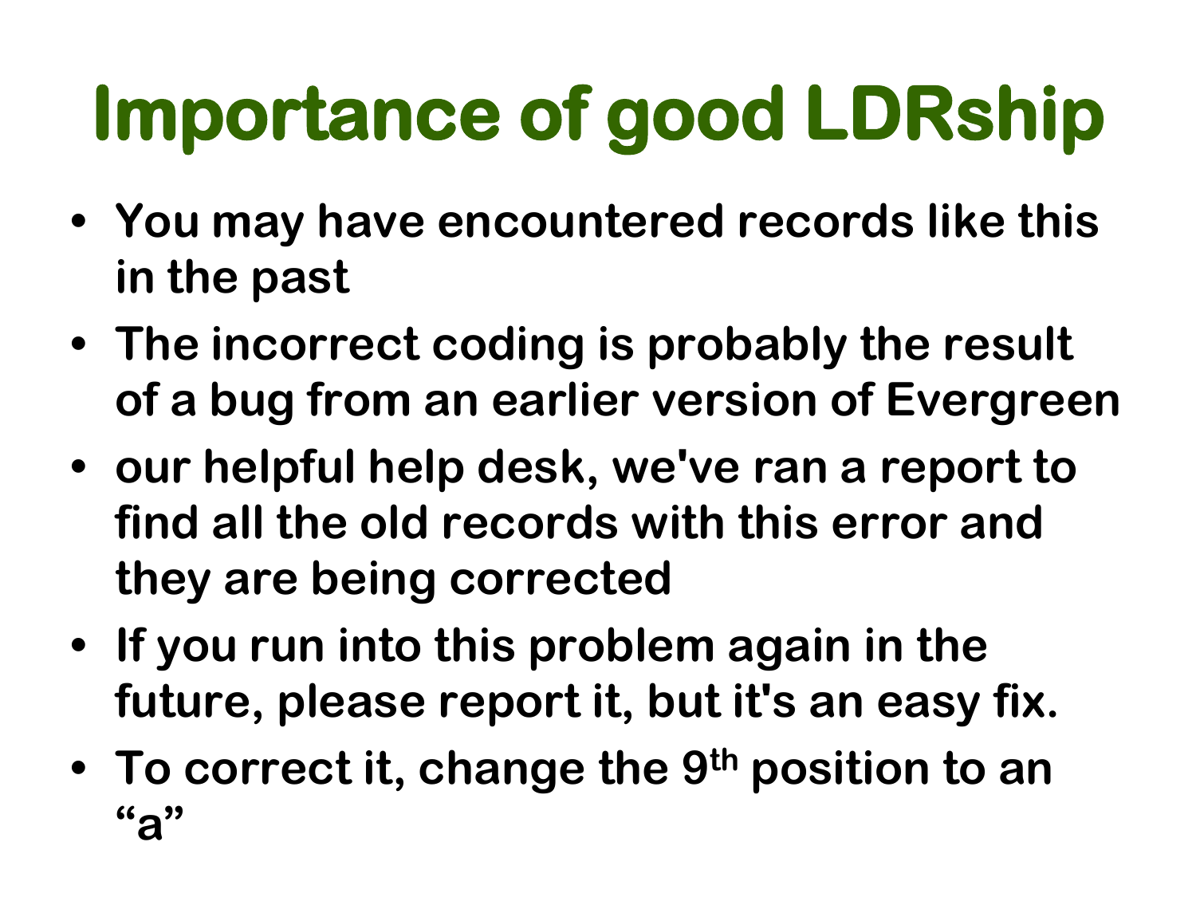# Importance of good LDRship

- You may have encountered records like this in the past
- The incorrect coding is probably the result of a bug from an earlier version of Evergreen
- our helpful help desk, we've ran a report to find all the old records with this error and they are being corrected
- If you run into this problem again in the future, please report it, but it's an easy fix.
- To correct it, change the 9th position to an "a"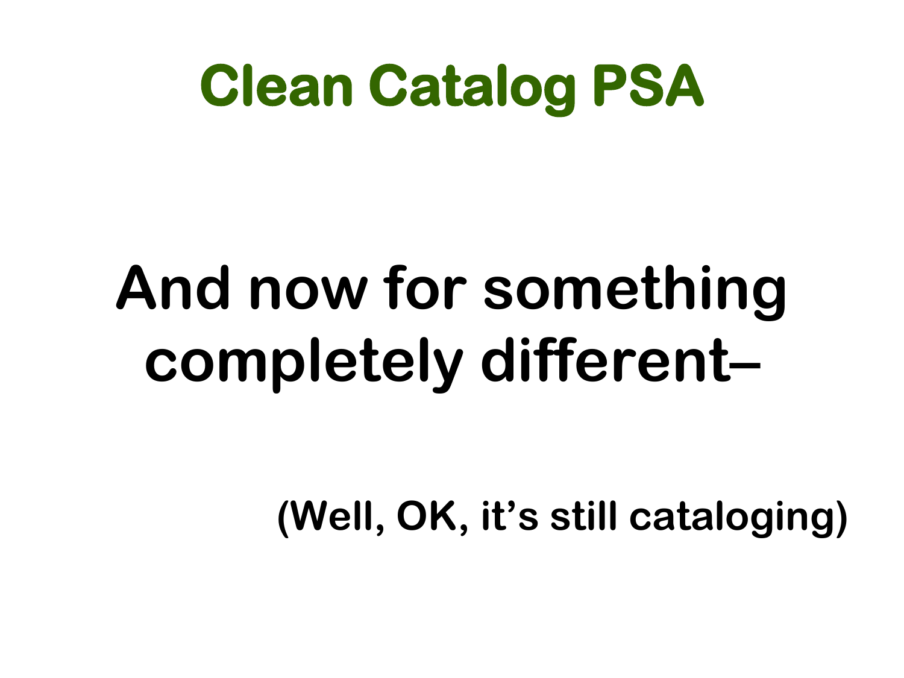# Clean Catalog PSA

**And now for something completely different–**

**(Well, OK, it's still cataloging)**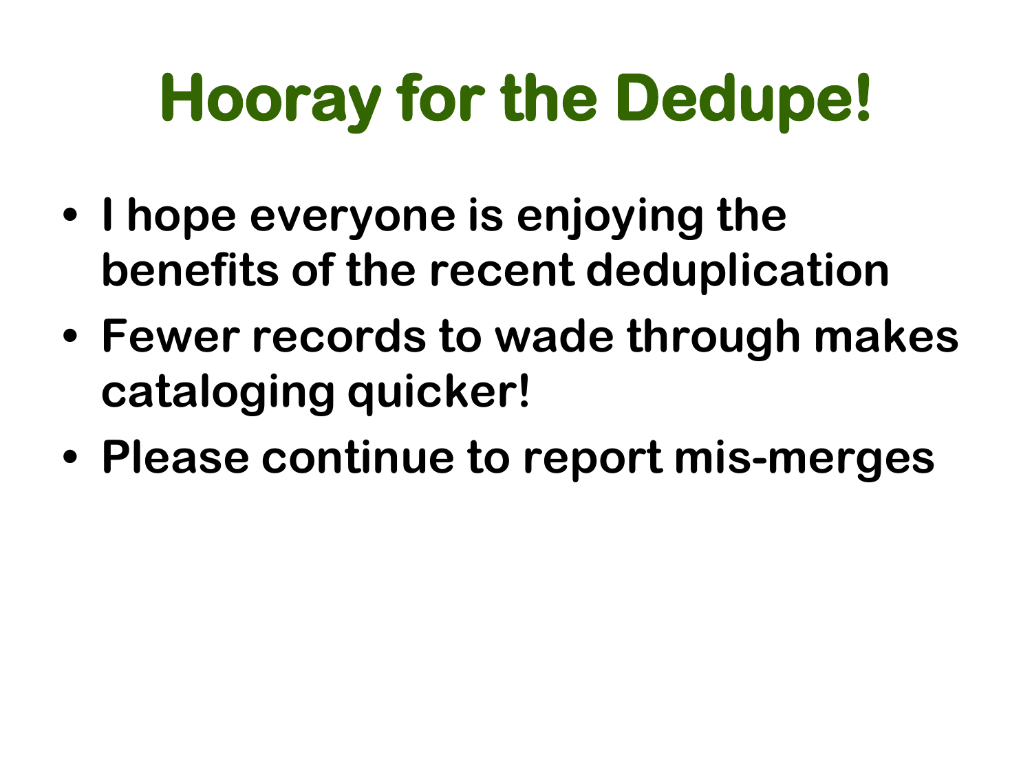# Hooray for the Dedupe!

- I hope everyone is enjoying the benefits of the recent deduplication
- Fewer records to wade through makes cataloging quicker!
- Please continue to report mis-merges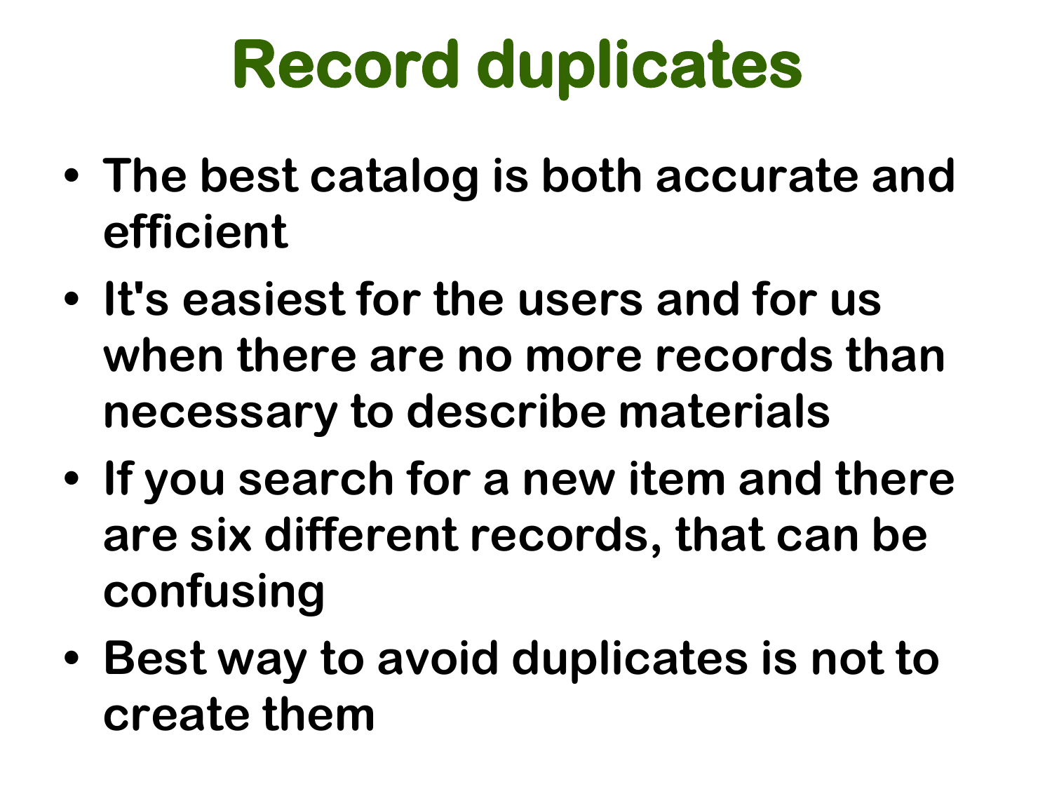# Record duplicates

- The best catalog is both accurate and efficient
- It's easiest for the users and for us when there are no more records than necessary to describe materials
- If you search for a new item and there are six different records, that can be confusing
- Best way to avoid duplicates is not to create them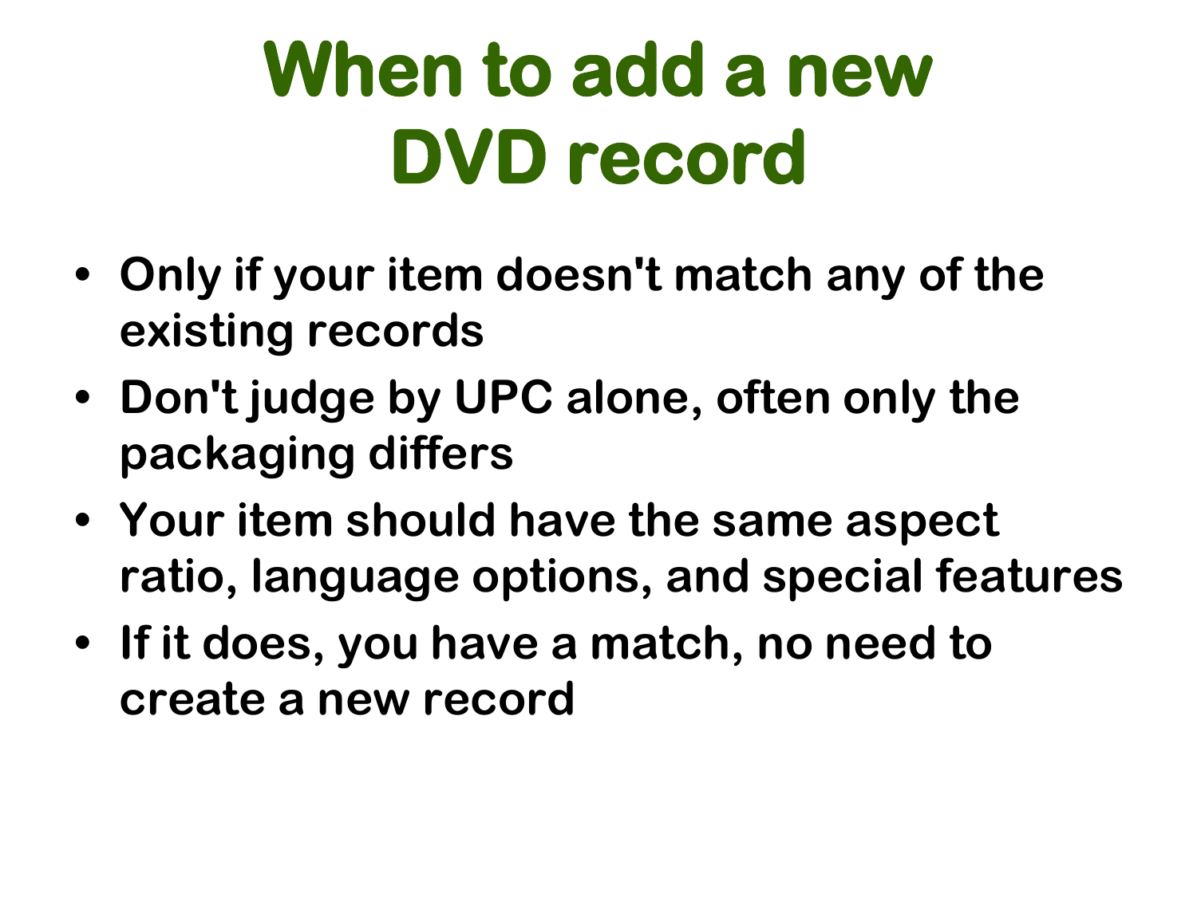# When to add a new DVD record

- Only if your item doesn't match any of the existing records
- Don't judge by UPC alone, often only the packaging differs
- Your item should have the same aspect ratio, language options, and special features
- If it does, you have a match, no need to create a new record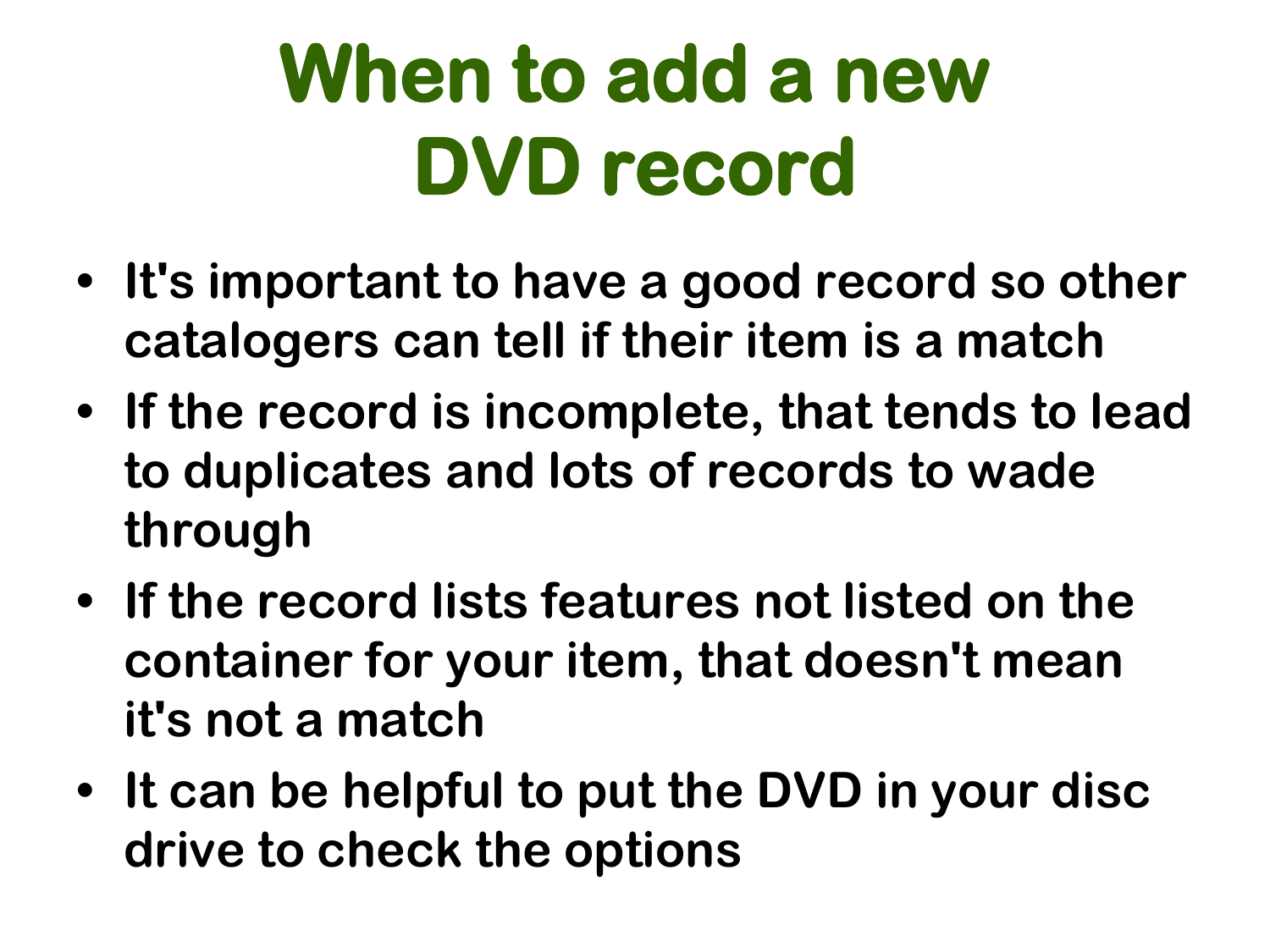# When to add a new DVD record

- It's important to have a good record so other catalogers can tell if their item is a match
- If the record is incomplete, that tends to lead to duplicates and lots of records to wade through
- If the record lists features not listed on the container for your item, that doesn't mean it's not a match
- It can be helpful to put the DVD in your disc drive to check the options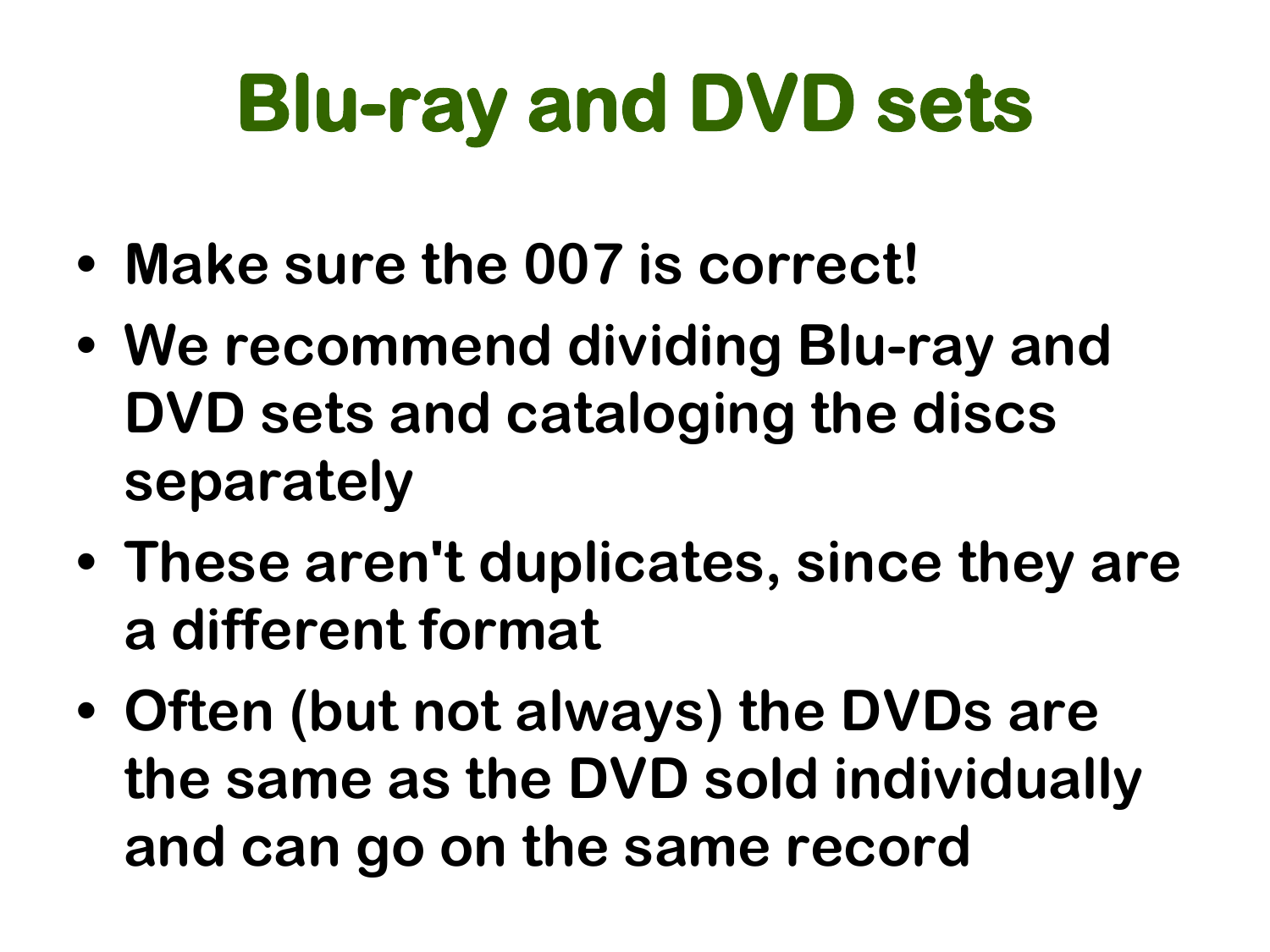# Blu-ray and DVD sets

- Make sure the 007 is correct!
- We recommend dividing Blu-ray and DVD sets and cataloging the discs separately
- These aren't duplicates, since they are a different format
- Often (but not always) the DVDs are the same as the DVD sold individually and can go on the same record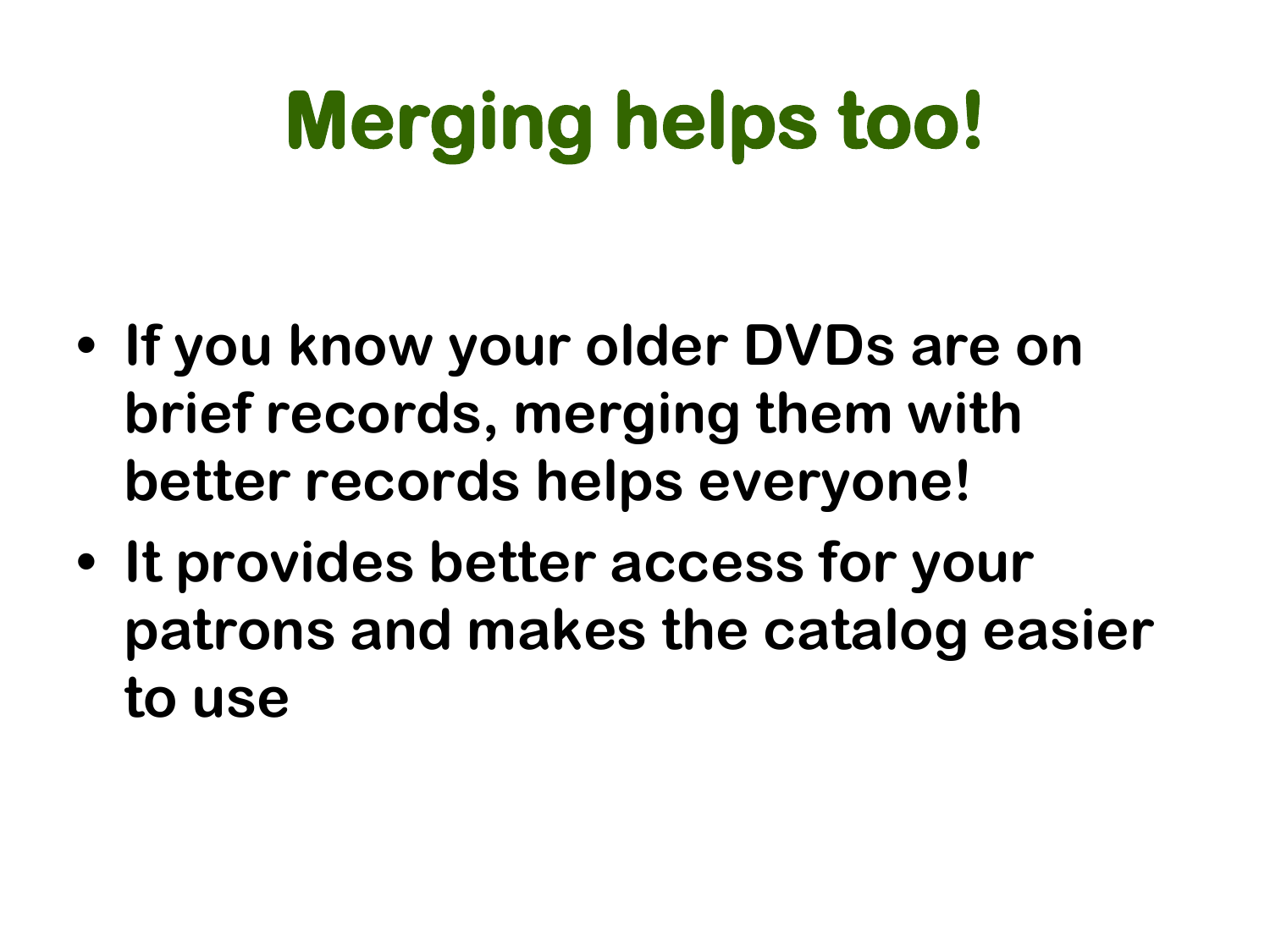# Merging helps too!

- If you know your older DVDs are on brief records, merging them with better records helps everyone!
- It provides better access for your patrons and makes the catalog easier to use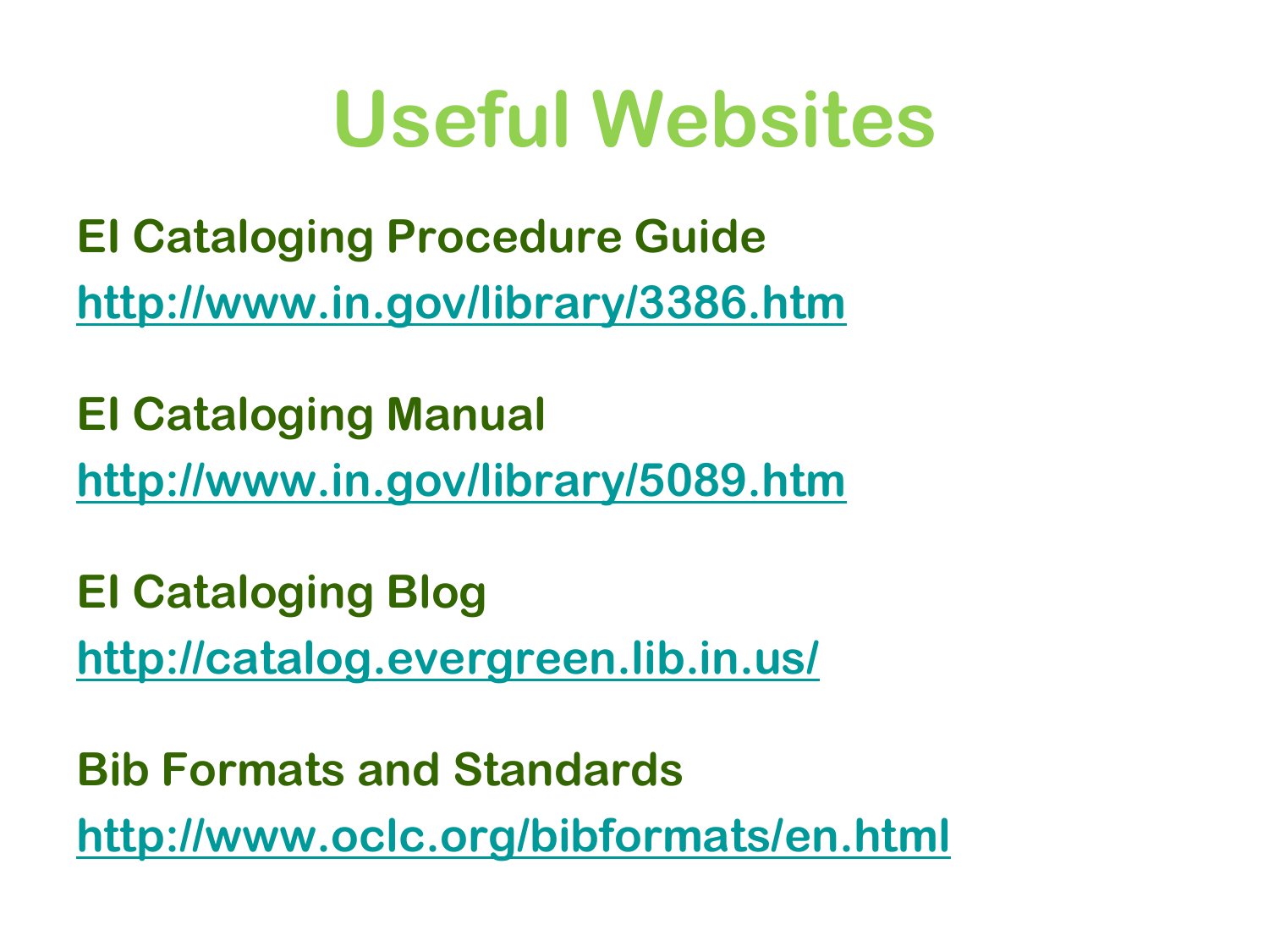# Useful Websites

**EI Cataloging Procedure Guide**

http://www.in.gov/library/3386.htm

**EI Cataloging Manual**

http://www.in.gov/library/5089.htm

**EI Cataloging Blog**

http://catalog.evergreen.lib.in.us/

**Bib Formats and Standards**

http://www.oclc.org/bibformats/en.html